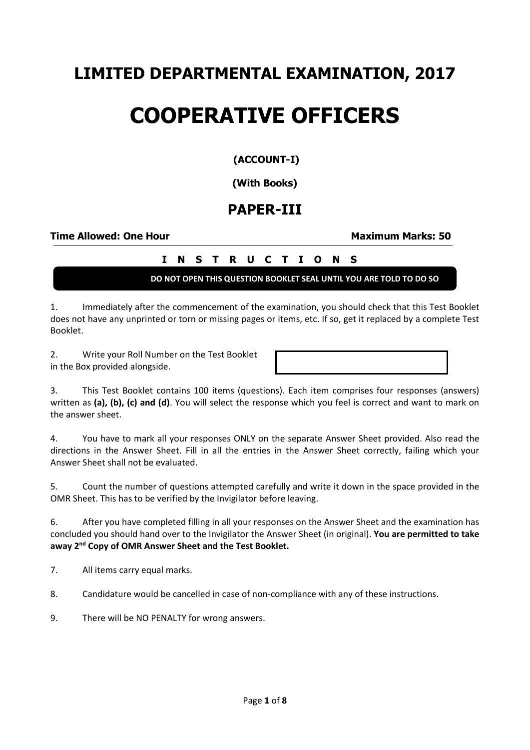# LIMITED DEPARTMENTAL EXAMINATION, 2017

# COOPERATIVE OFFICERS

**(ACCOUNT-I)**

**(With Books)**

## PAPER-III

**Time Allowed: One Hour** **Maximum Marks: 50**

**I N S T R U C T I O N S**

**DO NOT OPEN THIS QUESTION BOOKLET SEAL UNTIL YOU ARE TOLD TO DO SO**

1. Immediately after the commencement of the examination, you should check that this Test Booklet does not have any unprinted or torn or missing pages or items, etc. If so, get it replaced by a complete Test Booklet.

2. Write your Roll Number on the Test Booklet in the Box provided alongside.

3. This Test Booklet contains 100 items (questions). Each item comprises four responses (answers) written as **(a), (b), (c) and (d)**. You will select the response which you feel is correct and want to mark on the answer sheet.

4. You have to mark all your responses ONLY on the separate Answer Sheet provided. Also read the directions in the Answer Sheet. Fill in all the entries in the Answer Sheet correctly, failing which your Answer Sheet shall not be evaluated.

5. Count the number of questions attempted carefully and write it down in the space provided in the OMR Sheet. This has to be verified by the Invigilator before leaving.

6. After you have completed filling in all your responses on the Answer Sheet and the examination has concluded you should hand over to the Invigilator the Answer Sheet (in original). **You are permitted to take away 2nd Copy of OMR Answer Sheet and the Test Booklet.**

7. All items carry equal marks.

8. Candidature would be cancelled in case of non-compliance with any of these instructions.

9. There will be NO PENALTY for wrong answers.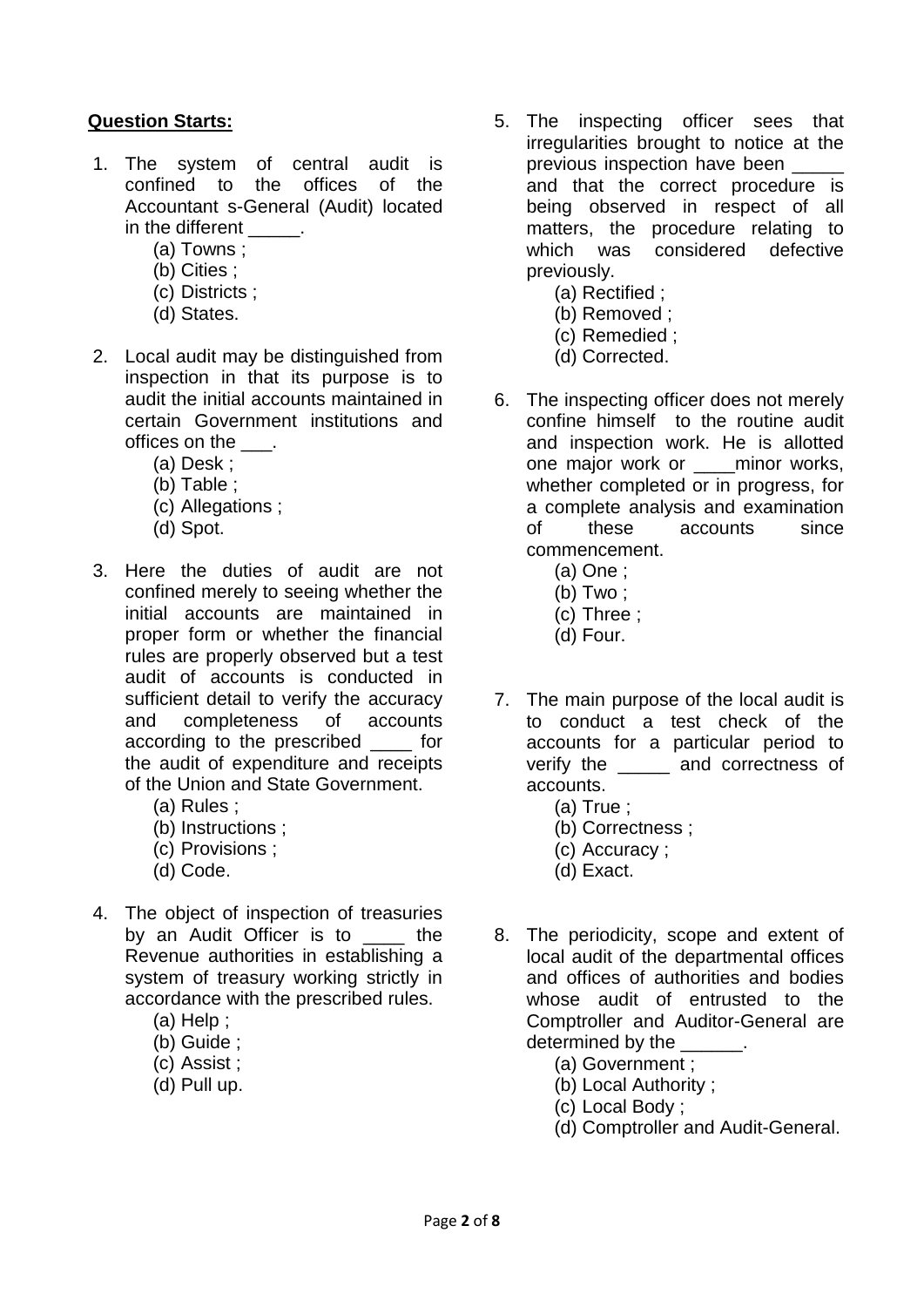**Question Starts:**

1. The system of central audit is confined to the offices of the Accountant s-General (Audit) located in the different _____.
   (a) Towns ;
   (b) Cities ;
   (c) Districts ;
   (d) States.

2. Local audit may be distinguished from inspection in that its purpose is to audit the initial accounts maintained in certain Government institutions and offices on the ___.
   (a) Desk ;
   (b) Table ;
   (c) Allegations ;
   (d) Spot.

3. Here the duties of audit are not confined merely to seeing whether the initial accounts are maintained in proper form or whether the financial rules are properly observed but a test audit of accounts is conducted in sufficient detail to verify the accuracy and completeness of accounts according to the prescribed ____ for the audit of expenditure and receipts of the Union and State Government.
   (a) Rules ;
   (b) Instructions ;
   (c) Provisions ;
   (d) Code.

4. The object of inspection of treasuries by an Audit Officer is to ____ the Revenue authorities in establishing a system of treasury working strictly in accordance with the prescribed rules.
   (a) Help ;
   (b) Guide ;
   (c) Assist ;
   (d) Pull up.

5. The inspecting officer sees that irregularities brought to notice at the previous inspection have been _____ and that the correct procedure is being observed in respect of all matters, the procedure relating to which was considered defective previously.
   (a) Rectified ;
   (b) Removed ;
   (c) Remedied ;
   (d) Corrected.

6. The inspecting officer does not merely confine himself to the routine audit and inspection work. He is allotted one major work or ____minor works, whether completed or in progress, for a complete analysis and examination of these accounts since commencement.
   (a) One ;
   (b) Two ;
   (c) Three ;
   (d) Four.

7. The main purpose of the local audit is to conduct a test check of the accounts for a particular period to verify the _____ and correctness of accounts.
   (a) True ;
   (b) Correctness ;
   (c) Accuracy ;
   (d) Exact.

8. The periodicity, scope and extent of local audit of the departmental offices and offices of authorities and bodies whose audit of entrusted to the Comptroller and Auditor-General are determined by the ______.
   (a) Government ;
   (b) Local Authority ;
   (c) Local Body ;
   (d) Comptroller and Audit-General.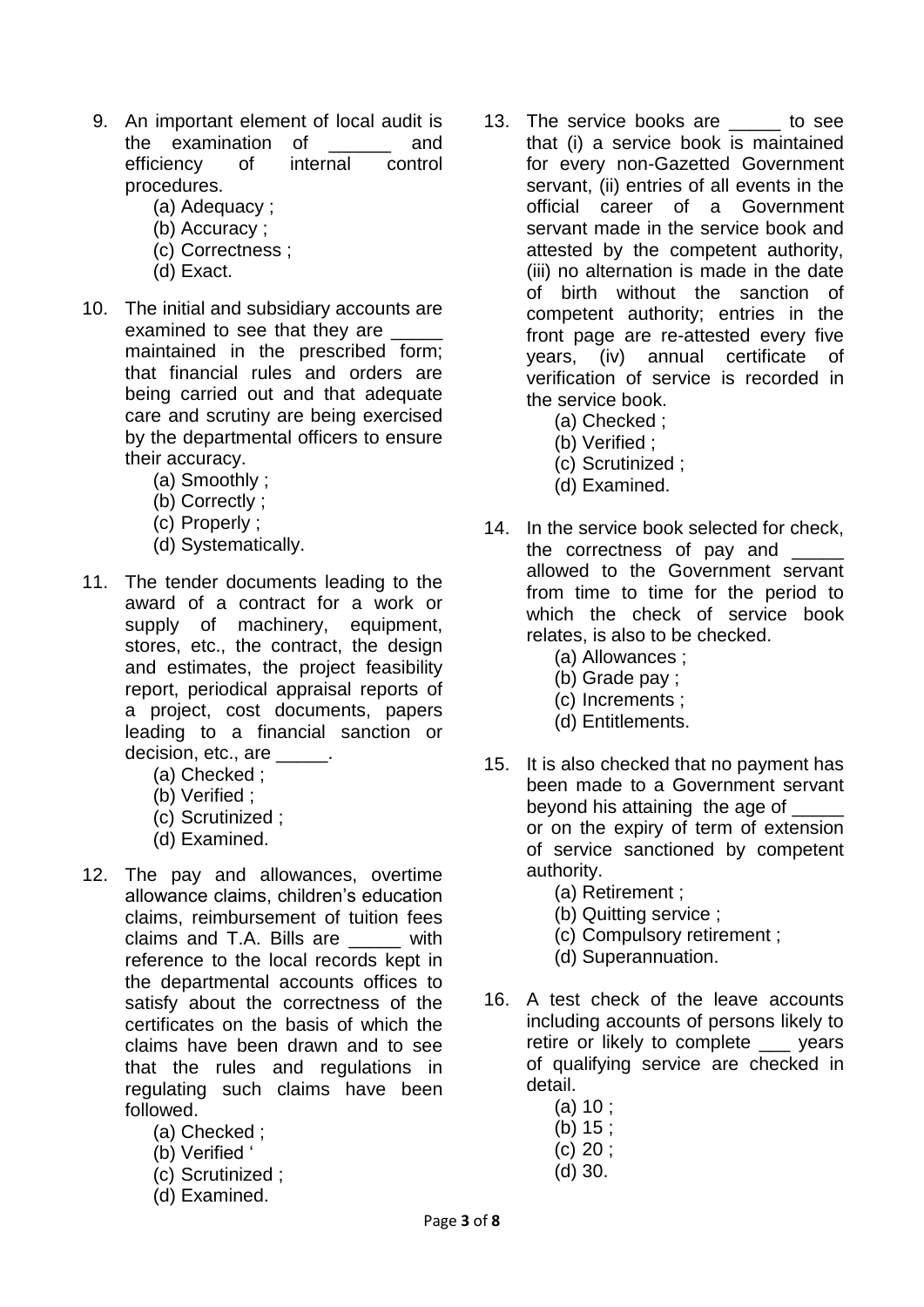9. An important element of local audit is the examination of ______ and efficiency of internal control procedures.
   (a) Adequacy ;
   (b) Accuracy ;
   (c) Correctness ;
   (d) Exact.

10. The initial and subsidiary accounts are examined to see that they are _____ maintained in the prescribed form; that financial rules and orders are being carried out and that adequate care and scrutiny are being exercised by the departmental officers to ensure their accuracy.
   (a) Smoothly ;
   (b) Correctly ;
   (c) Properly ;
   (d) Systematically.

11. The tender documents leading to the award of a contract for a work or supply of machinery, equipment, stores, etc., the contract, the design and estimates, the project feasibility report, periodical appraisal reports of a project, cost documents, papers leading to a financial sanction or decision, etc., are _____.
   (a) Checked ;
   (b) Verified ;
   (c) Scrutinized ;
   (d) Examined.

12. The pay and allowances, overtime allowance claims, children's education claims, reimbursement of tuition fees claims and T.A. Bills are _____ with reference to the local records kept in the departmental accounts offices to satisfy about the correctness of the certificates on the basis of which the claims have been drawn and to see that the rules and regulations in regulating such claims have been followed.
   (a) Checked ;
   (b) Verified '
   (c) Scrutinized ;
   (d) Examined.

13. The service books are _____ to see that (i) a service book is maintained for every non-Gazetted Government servant, (ii) entries of all events in the official career of a Government servant made in the service book and attested by the competent authority, (iii) no alternation is made in the date of birth without the sanction of competent authority; entries in the front page are re-attested every five years, (iv) annual certificate of verification of service is recorded in the service book.
   (a) Checked ;
   (b) Verified ;
   (c) Scrutinized ;
   (d) Examined.

14. In the service book selected for check, the correctness of pay and _____ allowed to the Government servant from time to time for the period to which the check of service book relates, is also to be checked.
   (a) Allowances ;
   (b) Grade pay ;
   (c) Increments ;
   (d) Entitlements.

15. It is also checked that no payment has been made to a Government servant beyond his attaining the age of _____ or on the expiry of term of extension of service sanctioned by competent authority.
   (a) Retirement ;
   (b) Quitting service ;
   (c) Compulsory retirement ;
   (d) Superannuation.

16. A test check of the leave accounts including accounts of persons likely to retire or likely to complete ___ years of qualifying service are checked in detail.
   (a) 10 ;
   (b) 15 ;
   (c) 20 ;
   (d) 30.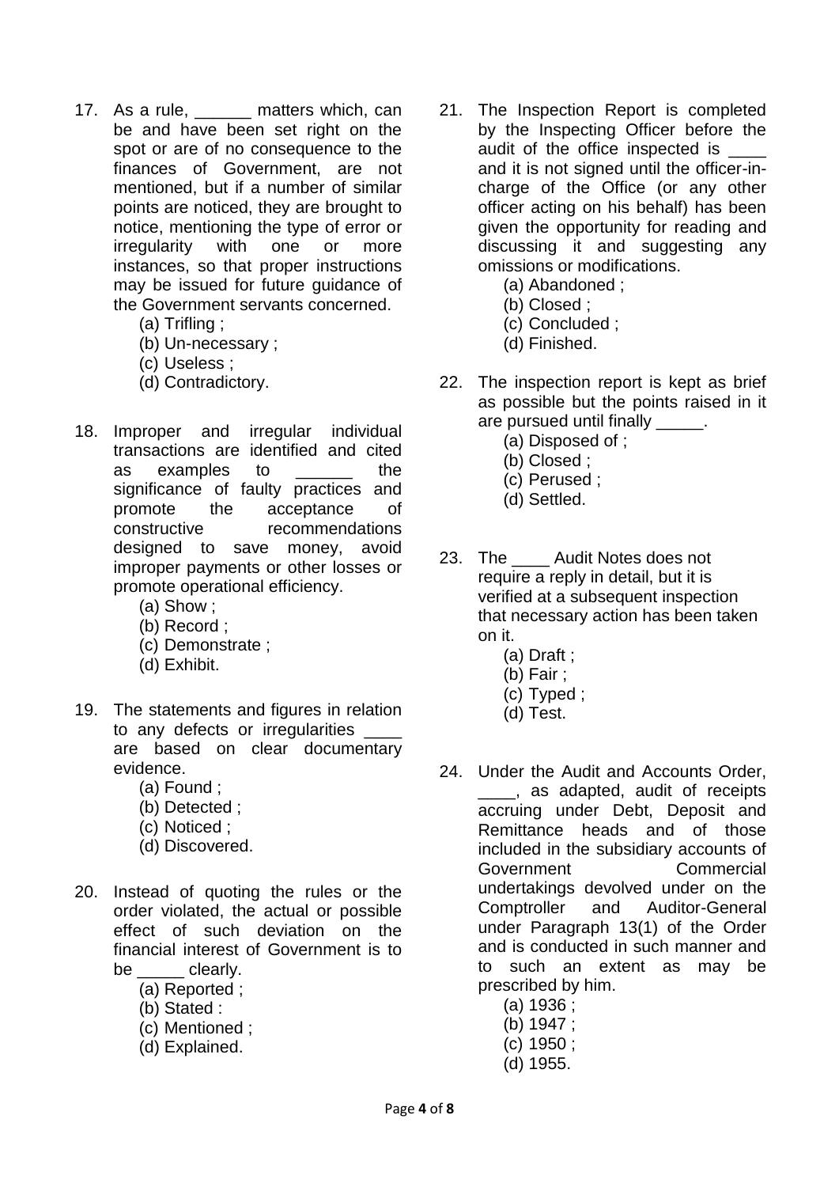17. As a rule, ______ matters which, can be and have been set right on the spot or are of no consequence to the finances of Government, are not mentioned, but if a number of similar points are noticed, they are brought to notice, mentioning the type of error or irregularity with one or more instances, so that proper instructions may be issued for future guidance of the Government servants concerned.
    (a) Trifling ;
    (b) Un-necessary ;
    (c) Useless ;
    (d) Contradictory.

18. Improper and irregular individual transactions are identified and cited as examples to ______ the significance of faulty practices and promote the acceptance of constructive recommendations designed to save money, avoid improper payments or other losses or promote operational efficiency.
    (a) Show ;
    (b) Record ;
    (c) Demonstrate ;
    (d) Exhibit.

19. The statements and figures in relation to any defects or irregularities ____ are based on clear documentary evidence.
    (a) Found ;
    (b) Detected ;
    (c) Noticed ;
    (d) Discovered.

20. Instead of quoting the rules or the order violated, the actual or possible effect of such deviation on the financial interest of Government is to be _____ clearly.
    (a) Reported ;
    (b) Stated :
    (c) Mentioned ;
    (d) Explained.

21. The Inspection Report is completed by the Inspecting Officer before the audit of the office inspected is ____ and it is not signed until the officer-in-charge of the Office (or any other officer acting on his behalf) has been given the opportunity for reading and discussing it and suggesting any omissions or modifications.
    (a) Abandoned ;
    (b) Closed ;
    (c) Concluded ;
    (d) Finished.

22. The inspection report is kept as brief as possible but the points raised in it are pursued until finally _____.
    (a) Disposed of ;
    (b) Closed ;
    (c) Perused ;
    (d) Settled.

23. The ____ Audit Notes does not require a reply in detail, but it is verified at a subsequent inspection that necessary action has been taken on it.
    (a) Draft ;
    (b) Fair ;
    (c) Typed ;
    (d) Test.

24. Under the Audit and Accounts Order, ____, as adapted, audit of receipts accruing under Debt, Deposit and Remittance heads and of those included in the subsidiary accounts of Government Commercial undertakings devolved under on the Comptroller and Auditor-General under Paragraph 13(1) of the Order and is conducted in such manner and to such an extent as may be prescribed by him.
    (a) 1936 ;
    (b) 1947 ;
    (c) 1950 ;
    (d) 1955.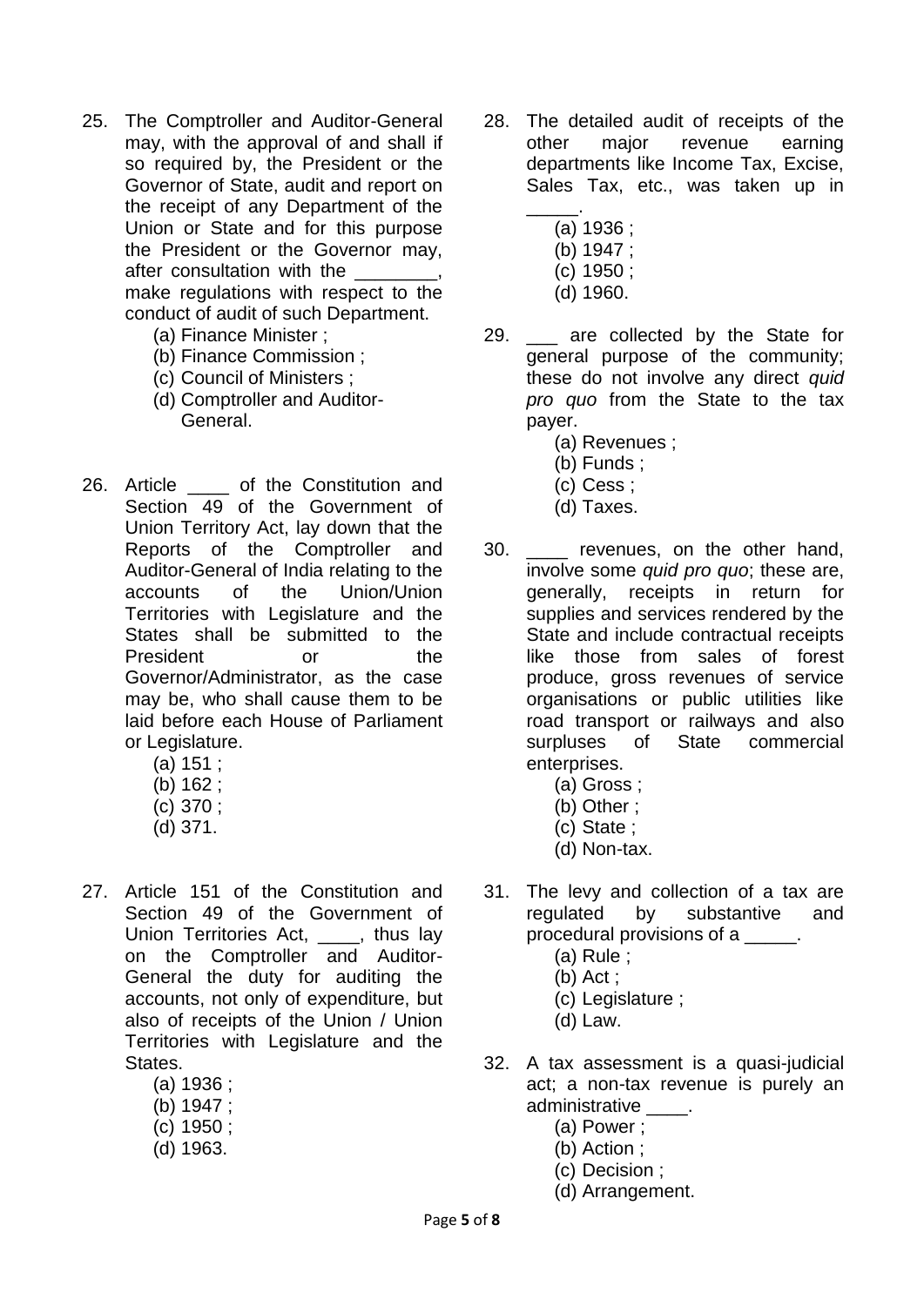25. The Comptroller and Auditor-General may, with the approval of and shall if so required by, the President or the Governor of State, audit and report on the receipt of any Department of the Union or State and for this purpose the President or the Governor may, after consultation with the ________, make regulations with respect to the conduct of audit of such Department.
    (a) Finance Minister ;
    (b) Finance Commission ;
    (c) Council of Ministers ;
    (d) Comptroller and Auditor-General.

26. Article ____ of the Constitution and Section 49 of the Government of Union Territory Act, lay down that the Reports of the Comptroller and Auditor-General of India relating to the accounts of the Union/Union Territories with Legislature and the States shall be submitted to the President or the Governor/Administrator, as the case may be, who shall cause them to be laid before each House of Parliament or Legislature.
    (a) 151 ;
    (b) 162 ;
    (c) 370 ;
    (d) 371.

27. Article 151 of the Constitution and Section 49 of the Government of Union Territories Act, ____, thus lay on the Comptroller and Auditor-General the duty for auditing the accounts, not only of expenditure, but also of receipts of the Union / Union Territories with Legislature and the States.
    (a) 1936 ;
    (b) 1947 ;
    (c) 1950 ;
    (d) 1963.

28. The detailed audit of receipts of the other major revenue earning departments like Income Tax, Excise, Sales Tax, etc., was taken up in _____.
    (a) 1936 ;
    (b) 1947 ;
    (c) 1950 ;
    (d) 1960.

29. ___ are collected by the State for general purpose of the community; these do not involve any direct *quid pro quo* from the State to the tax payer.
    (a) Revenues ;
    (b) Funds ;
    (c) Cess ;
    (d) Taxes.

30. ____ revenues, on the other hand, involve some *quid pro quo*; these are, generally, receipts in return for supplies and services rendered by the State and include contractual receipts like those from sales of forest produce, gross revenues of service organisations or public utilities like road transport or railways and also surpluses of State commercial enterprises.
    (a) Gross ;
    (b) Other ;
    (c) State ;
    (d) Non-tax.

31. The levy and collection of a tax are regulated by substantive and procedural provisions of a _____.
    (a) Rule ;
    (b) Act ;
    (c) Legislature ;
    (d) Law.

32. A tax assessment is a quasi-judicial act; a non-tax revenue is purely an administrative ____.
    (a) Power ;
    (b) Action ;
    (c) Decision ;
    (d) Arrangement.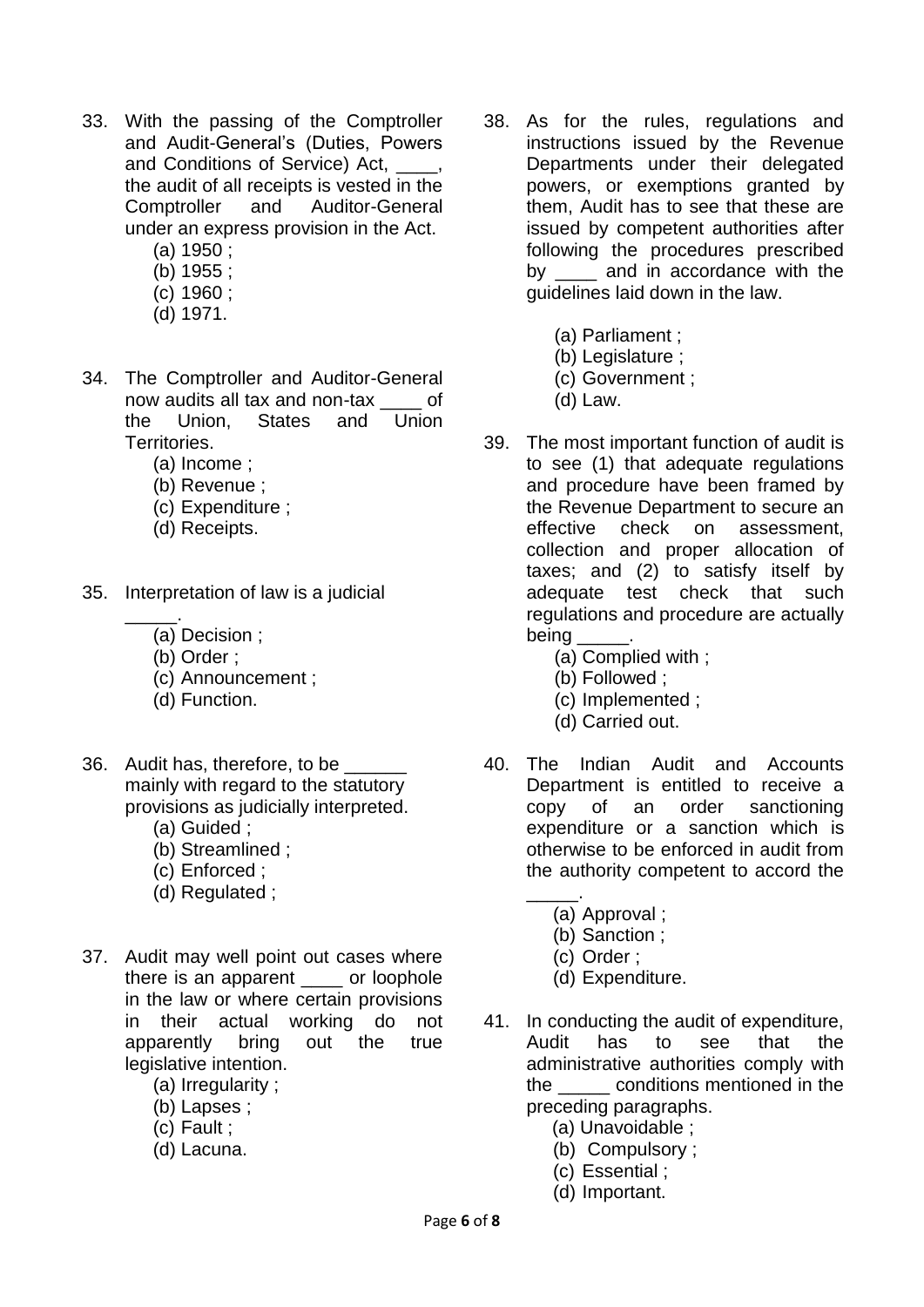33. With the passing of the Comptroller and Audit-General's (Duties, Powers and Conditions of Service) Act, ____, the audit of all receipts is vested in the Comptroller and Auditor-General under an express provision in the Act.
    (a) 1950 ;
    (b) 1955 ;
    (c) 1960 ;
    (d) 1971.

34. The Comptroller and Auditor-General now audits all tax and non-tax ____ of the Union, States and Union Territories.
    (a) Income ;
    (b) Revenue ;
    (c) Expenditure ;
    (d) Receipts.

35. Interpretation of law is a judicial _____.
    (a) Decision ;
    (b) Order ;
    (c) Announcement ;
    (d) Function.

36. Audit has, therefore, to be ______ mainly with regard to the statutory provisions as judicially interpreted.
    (a) Guided ;
    (b) Streamlined ;
    (c) Enforced ;
    (d) Regulated ;

37. Audit may well point out cases where there is an apparent ____ or loophole in the law or where certain provisions in their actual working do not apparently bring out the true legislative intention.
    (a) Irregularity ;
    (b) Lapses ;
    (c) Fault ;
    (d) Lacuna.

38. As for the rules, regulations and instructions issued by the Revenue Departments under their delegated powers, or exemptions granted by them, Audit has to see that these are issued by competent authorities after following the procedures prescribed by ____ and in accordance with the guidelines laid down in the law.
    (a) Parliament ;
    (b) Legislature ;
    (c) Government ;
    (d) Law.

39. The most important function of audit is to see (1) that adequate regulations and procedure have been framed by the Revenue Department to secure an effective check on assessment, collection and proper allocation of taxes; and (2) to satisfy itself by adequate test check that such regulations and procedure are actually being _____.
    (a) Complied with ;
    (b) Followed ;
    (c) Implemented ;
    (d) Carried out.

40. The Indian Audit and Accounts Department is entitled to receive a copy of an order sanctioning expenditure or a sanction which is otherwise to be enforced in audit from the authority competent to accord the _____.
    (a) Approval ;
    (b) Sanction ;
    (c) Order ;
    (d) Expenditure.

41. In conducting the audit of expenditure, Audit has to see that the administrative authorities comply with the _____ conditions mentioned in the preceding paragraphs.
    (a) Unavoidable ;
    (b) Compulsory ;
    (c) Essential ;
    (d) Important.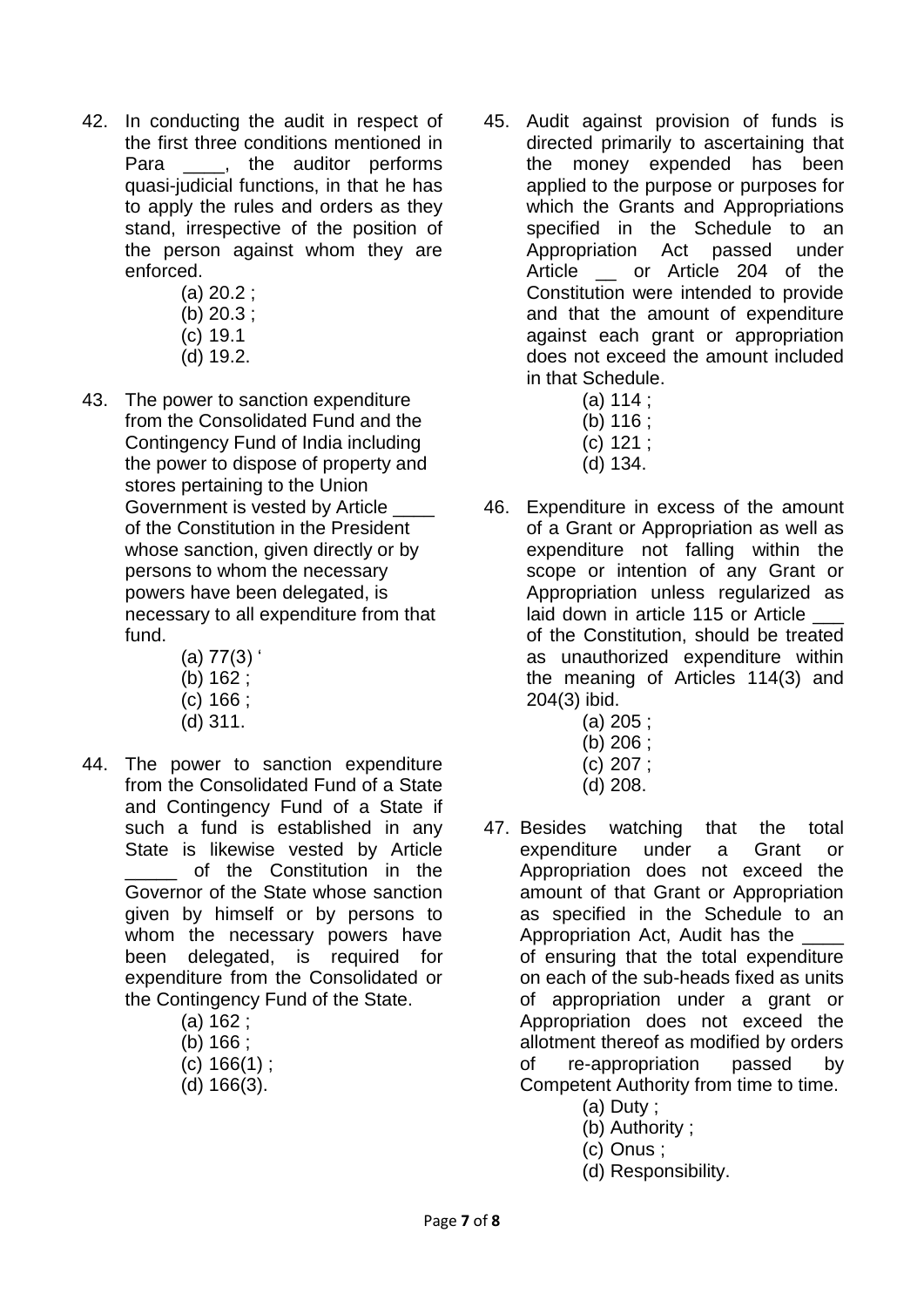42. In conducting the audit in respect of the first three conditions mentioned in Para ____, the auditor performs quasi-judicial functions, in that he has to apply the rules and orders as they stand, irrespective of the position of the person against whom they are enforced.
    - (a) 20.2 ;
    - (b) 20.3 ;
    - (c) 19.1
    - (d) 19.2.

43. The power to sanction expenditure from the Consolidated Fund and the Contingency Fund of India including the power to dispose of property and stores pertaining to the Union Government is vested by Article ____ of the Constitution in the President whose sanction, given directly or by persons to whom the necessary powers have been delegated, is necessary to all expenditure from that fund.
    - (a) 77(3) '
    - (b) 162 ;
    - (c) 166 ;
    - (d) 311.

44. The power to sanction expenditure from the Consolidated Fund of a State and Contingency Fund of a State if such a fund is established in any State is likewise vested by Article _____ of the Constitution in the Governor of the State whose sanction given by himself or by persons to whom the necessary powers have been delegated, is required for expenditure from the Consolidated or the Contingency Fund of the State.
    - (a) 162 ;
    - (b) 166 ;
    - (c) 166(1) ;
    - (d) 166(3).

45. Audit against provision of funds is directed primarily to ascertaining that the money expended has been applied to the purpose or purposes for which the Grants and Appropriations specified in the Schedule to an Appropriation Act passed under Article __ or Article 204 of the Constitution were intended to provide and that the amount of expenditure against each grant or appropriation does not exceed the amount included in that Schedule.
    - (a) 114 ;
    - (b) 116 ;
    - (c) 121 ;
    - (d) 134.

46. Expenditure in excess of the amount of a Grant or Appropriation as well as expenditure not falling within the scope or intention of any Grant or Appropriation unless regularized as laid down in article 115 or Article ___ of the Constitution, should be treated as unauthorized expenditure within the meaning of Articles 114(3) and 204(3) ibid.
    - (a) 205 ;
    - (b) 206 ;
    - (c) 207 ;
    - (d) 208.

47. Besides watching that the total expenditure under a Grant or Appropriation does not exceed the amount of that Grant or Appropriation as specified in the Schedule to an Appropriation Act, Audit has the ____ of ensuring that the total expenditure on each of the sub-heads fixed as units of appropriation under a grant or Appropriation does not exceed the allotment thereof as modified by orders of re-appropriation passed by Competent Authority from time to time.
    - (a) Duty ;
    - (b) Authority ;
    - (c) Onus ;
    - (d) Responsibility.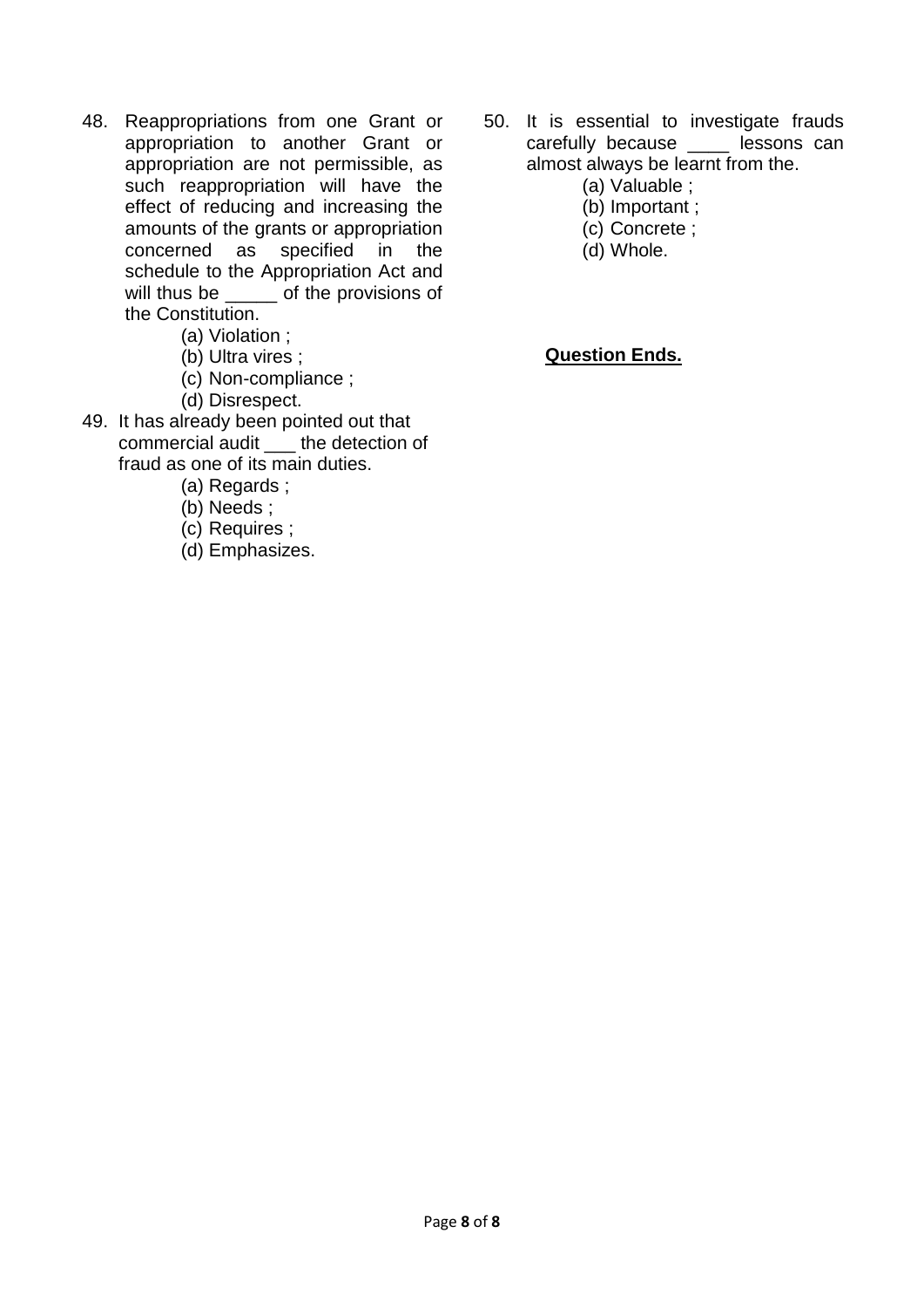48. Reappropriations from one Grant or appropriation to another Grant or appropriation are not permissible, as such reappropriation will have the effect of reducing and increasing the amounts of the grants or appropriation concerned as specified in the schedule to the Appropriation Act and will thus be _____ of the provisions of the Constitution.
    - (a) Violation ;
    - (b) Ultra vires ;
    - (c) Non-compliance ;
    - (d) Disrespect.

49. It has already been pointed out that commercial audit ___ the detection of fraud as one of its main duties.
    - (a) Regards ;
    - (b) Needs ;
    - (c) Requires ;
    - (d) Emphasizes.

50. It is essential to investigate frauds carefully because ____ lessons can almost always be learnt from the.
    - (a) Valuable ;
    - (b) Important ;
    - (c) Concrete ;
    - (d) Whole.

**<u>Question Ends.</u>**